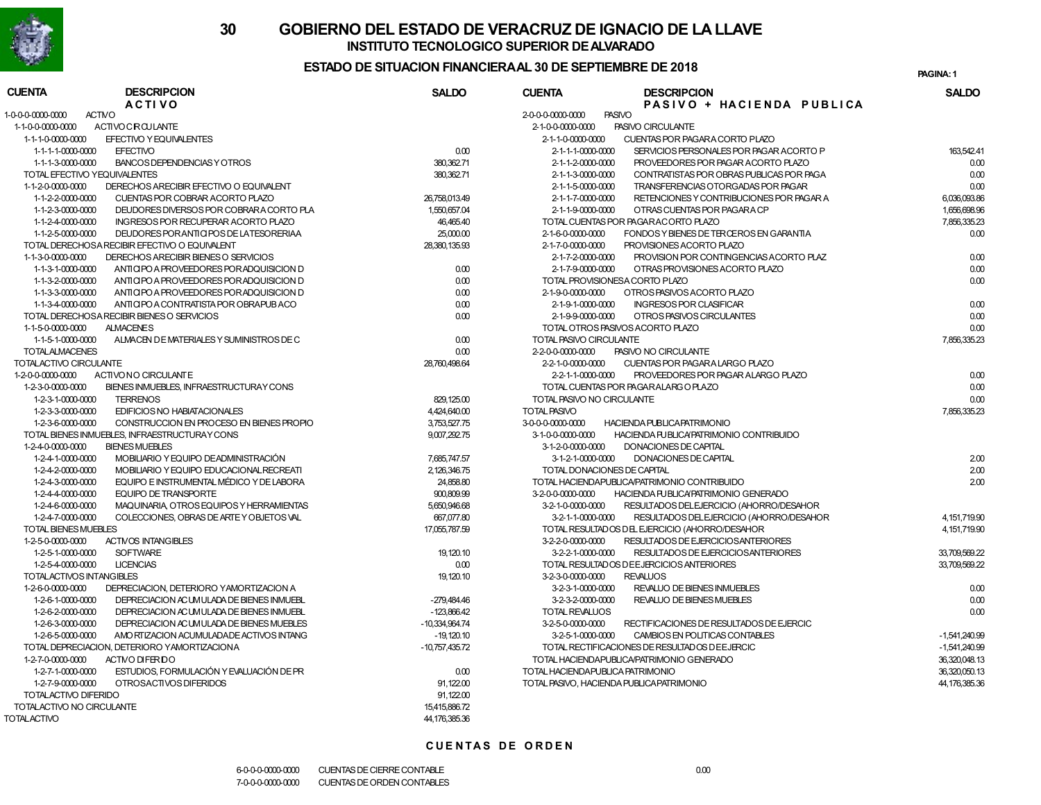# 30 GOBIERNO DEL ESTADO DE VERACRUZ DE IGNACIO DE LA LLAVE

## INSTITUTO TECNOLOGICO SUPERIOR DE ALVARADO

### ESTADO DE SITUACION FINANCIERA AL 30 DE SEPTIEMBRE DE 2018

PAGINA: 1

| CUENTA | DESCRIPCION ACTIVO | SALDO |
|---|---|---|
| 1-0-0-0-0000-0000 | ACTIVO | |
| 1-1-0-0-0000-0000 | ACTIVO CIRCULANTE | |
| 1-1-1-0-0000-0000 | EFECTIVO Y EQUIVALENTES | |
| 1-1-1-1-0000-0000 | EFECTIVO | 0.00 |
| 1-1-1-3-0000-0000 | BANCOS DEPENDENCIAS Y OTROS | 380,362.71 |
| | TOTAL EFECTIVO Y EQUIVALENTES | 380,362.71 |
| 1-1-2-0-0000-0000 | DERECHOS A RECIBIR EFECTIVO O EQUIVALENT | |
| 1-1-2-2-0000-0000 | CUENTAS POR COBRAR A CORTO PLAZO | 26,758,013.49 |
| 1-1-2-3-0000-0000 | DEUDORES DIVERSOS POR COBRAR A CORTO PLA | 1,550,657.04 |
| 1-1-2-4-0000-0000 | INGRESOS POR RECUPERAR A CORTO PLAZO | 46,465.40 |
| 1-1-2-5-0000-0000 | DEUDORES POR ANTICIPOS DE LA TESORERIA A | 25,000.00 |
| | TOTAL DERECHOS A RECIBIR EFECTIVO O EQUIVALENT | 28,380,135.93 |
| 1-1-3-0-0000-0000 | DERECHOS A RECIBIR BIENES O SERVICIOS | |
| 1-1-3-1-0000-0000 | ANTICIPO A PROVEEDORES POR ADQUISICION D | 0.00 |
| 1-1-3-2-0000-0000 | ANTICIPO A PROVEEDORES POR ADQUISICION D | 0.00 |
| 1-1-3-3-0000-0000 | ANTICIPO A PROVEEDORES POR ADQUISICION D | 0.00 |
| 1-1-3-4-0000-0000 | ANTICIPO A CONTRATISTA POR OBRA PUB A CO | 0.00 |
| | TOTAL DERECHOS A RECIBIR BIENES O SERVICIOS | 0.00 |
| 1-1-5-0-0000-0000 | ALMACENES | |
| 1-1-5-1-0000-0000 | ALMACEN DE MATERIALES Y SUMINISTROS DE C | 0.00 |
| | TOTAL ALMACENES | 0.00 |
| | TOTAL ACTIVO CIRCULANTE | 28,760,498.64 |
| 1-2-0-0-0000-0000 | ACTIVO NO CIRCULANTE | |
| 1-2-3-0-0000-0000 | BIENES INMUEBLES, INFRAESTRUCTURA Y CONS | |
| 1-2-3-1-0000-0000 | TERRENOS | 829,125.00 |
| 1-2-3-3-0000-0000 | EDIFICIOS NO HABITACIONALES | 4,424,640.00 |
| 1-2-3-6-0000-0000 | CONSTRUCCION EN PROCESO EN BIENES PROPIO | 3,753,527.75 |
| | TOTAL BIENES INMUEBLES, INFRAESTRUCTURA Y CONS | 9,007,292.75 |
| 1-2-4-0-0000-0000 | BIENES MUEBLES | |
| 1-2-4-1-0000-0000 | MOBILIARIO Y EQUIPO DE ADMINISTRACIÓN | 7,685,747.57 |
| 1-2-4-2-0000-0000 | MOBILIARIO Y EQUIPO EDUCACIONAL RECREATI | 2,126,346.75 |
| 1-2-4-3-0000-0000 | EQUIPO E INSTRUMENTAL MÉDICO Y DE LABORA | 24,858.80 |
| 1-2-4-4-0000-0000 | EQUIPO DE TRANSPORTE | 900,809.99 |
| 1-2-4-6-0000-0000 | MAQUINARIA, OTROS EQUIPOS Y HERRAMIENTAS | 5,650,946.68 |
| 1-2-4-7-0000-0000 | COLECCIONES, OBRAS DE ARTE Y OBJETOS VAL | 667,077.80 |
| | TOTAL BIENES MUEBLES | 17,055,787.59 |
| 1-2-5-0-0000-0000 | ACTIVOS INTANGIBLES | |
| 1-2-5-1-0000-0000 | SOFTWARE | 19,120.10 |
| 1-2-5-4-0000-0000 | LICENCIAS | 0.00 |
| | TOTAL ACTIVOS INTANGIBLES | 19,120.10 |
| 1-2-6-0-0000-0000 | DEPRECIACION, DETERIORO Y AMORTIZACION A | |
| 1-2-6-1-0000-0000 | DEPRECIACION ACUMULADA DE BIENES INMUEBL | -279,484.46 |
| 1-2-6-2-0000-0000 | DEPRECIACION ACUMULADA DE BIENES INMUEBL | -123,866.42 |
| 1-2-6-3-0000-0000 | DEPRECIACION ACUMULADA DE BIENES MUEBLES | -10,334,964.74 |
| 1-2-6-5-0000-0000 | AMORTIZACION ACUMULADA DE ACTIVOS INTANG | -19,120.10 |
| | TOTAL DEPRECIACION, DETERIORO Y AMORTIZACION A | -10,757,435.72 |
| 1-2-7-0-0000-0000 | ACTIVO DIFERIDO | |
| 1-2-7-1-0000-0000 | ESTUDIOS, FORMULACIÓN Y EVALUACIÓN DE PR | 0.00 |
| 1-2-7-9-0000-0000 | OTROS ACTIVOS DIFERIDOS | 91,122.00 |
| | TOTAL ACTIVO DIFERIDO | 91,122.00 |
| | TOTAL ACTIVO NO CIRCULANTE | 15,415,886.72 |
| | TOTAL ACTIVO | 44,176,385.36 |

| CUENTA | DESCRIPCION PASIVO + HACIENDA PUBLICA | SALDO |
|---|---|---|
| 2-0-0-0-0000-0000 | PASIVO | |
| 2-1-0-0-0000-0000 | PASIVO CIRCULANTE | |
| 2-1-1-0-0000-0000 | CUENTAS POR PAGAR A CORTO PLAZO | |
| 2-1-1-1-0000-0000 | SERVICIOS PERSONALES POR PAGAR A CORTO P | 163,542.41 |
| 2-1-1-2-0000-0000 | PROVEEDORES POR PAGAR A CORTO PLAZO | 0.00 |
| 2-1-1-3-0000-0000 | CONTRATISTAS POR OBRAS PUBLICAS POR PAGA | 0.00 |
| 2-1-1-5-0000-0000 | TRANSFERENCIAS OTORGADAS POR PAGAR | 0.00 |
| 2-1-1-7-0000-0000 | RETENCIONES Y CONTRIBUCIONES POR PAGAR A | 6,036,093.86 |
| 2-1-1-9-0000-0000 | OTRAS CUENTAS POR PAGAR A CP | 1,656,698.96 |
| | TOTAL CUENTAS POR PAGAR A CORTO PLAZO | 7,856,335.23 |
| 2-1-6-0-0000-0000 | FONDOS Y BIENES DE TERCEROS EN GARANTIA | 0.00 |
| 2-1-7-0-0000-0000 | PROVISIONES A CORTO PLAZO | |
| 2-1-7-2-0000-0000 | PROVISION POR CONTINGENCIAS A CORTO PLAZ | 0.00 |
| 2-1-7-9-0000-0000 | OTRAS PROVISIONES A CORTO PLAZO | 0.00 |
| | TOTAL PROVISIONES A CORTO PLAZO | 0.00 |
| 2-1-9-0-0000-0000 | OTROS PASIVOS A CORTO PLAZO | |
| 2-1-9-1-0000-0000 | INGRESOS POR CLASIFICAR | 0.00 |
| 2-1-9-9-0000-0000 | OTROS PASIVOS CIRCULANTES | 0.00 |
| | TOTAL OTROS PASIVOS A CORTO PLAZO | 0.00 |
| | TOTAL PASIVO CIRCULANTE | 7,856,335.23 |
| 2-2-0-0-0000-0000 | PASIVO NO CIRCULANTE | |
| 2-2-1-0-0000-0000 | CUENTAS POR PAGAR A LARGO PLAZO | |
| 2-2-1-1-0000-0000 | PROVEEDORES POR PAGAR A LARGO PLAZO | 0.00 |
| | TOTAL CUENTAS POR PAGAR A LARGO PLAZO | 0.00 |
| | TOTAL PASIVO NO CIRCULANTE | 0.00 |
| | TOTAL PASIVO | 7,856,335.23 |
| 3-0-0-0-0000-0000 | HACIENDA PUBLICA PATRIMONIO | |
| 3-1-0-0-0000-0000 | HACIENDA PUBLICA/PATRIMONIO CONTRIBUIDO | |
| 3-1-2-0-0000-0000 | DONACIONES DE CAPITAL | |
| 3-1-2-1-0000-0000 | DONACIONES DE CAPITAL | 2.00 |
| | TOTAL DONACIONES DE CAPITAL | 2.00 |
| | TOTAL HACIENDA PUBLICA/PATRIMONIO CONTRIBUIDO | 2.00 |
| 3-2-0-0-0000-0000 | HACIENDA PUBLICA/PATRIMONIO GENERADO | |
| 3-2-1-0-0000-0000 | RESULTADOS DEL EJERCICIO (AHORRO/DESAHOR | |
| 3-2-1-1-0000-0000 | RESULTADOS DEL EJERCICIO (AHORRO/DESAHOR | 4,151,719.90 |
| | TOTAL RESULTADOS DEL EJERCICIO (AHORRO/DESAHOR | 4,151,719.90 |
| 3-2-2-0-0000-0000 | RESULTADOS DE EJERCICIOS ANTERIORES | |
| 3-2-2-1-0000-0000 | RESULTADOS DE EJERCICIOS ANTERIORES | 33,709,569.22 |
| | TOTAL RESULTADOS DE EJERCICIOS ANTERIORES | 33,709,569.22 |
| 3-2-3-0-0000-0000 | REVALUOS | |
| 3-2-3-1-0000-0000 | REVALUO DE BIENES INMUEBLES | 0.00 |
| 3-2-3-2-0000-0000 | REVALUO DE BIENES MUEBLES | 0.00 |
| | TOTAL REVALUOS | 0.00 |
| 3-2-5-0-0000-0000 | RECTIFICACIONES DE RESULTADOS DE EJERCIC | |
| 3-2-5-1-0000-0000 | CAMBIOS EN POLITICAS CONTABLES | -1,541,240.99 |
| | TOTAL RECTIFICACIONES DE RESULTADOS DE EJERCIC | -1,541,240.99 |
| | TOTAL HACIENDA PUBLICA/PATRIMONIO GENERADO | 36,320,048.13 |
| | TOTAL HACIENDA PUBLICA PATRIMONIO | 36,320,050.13 |
| | TOTAL PASIVO, HACIENDA PUBLICA PATRIMONIO | 44,176,385.36 |

## CUENTAS DE ORDEN

| | | |
|---|---|---|
| 6-0-0-0-0000-0000 | CUENTAS DE CIERRE CONTABLE | 0.00 |
| 7-0-0-0-0000-0000 | CUENTAS DE ORDEN CONTABLES | |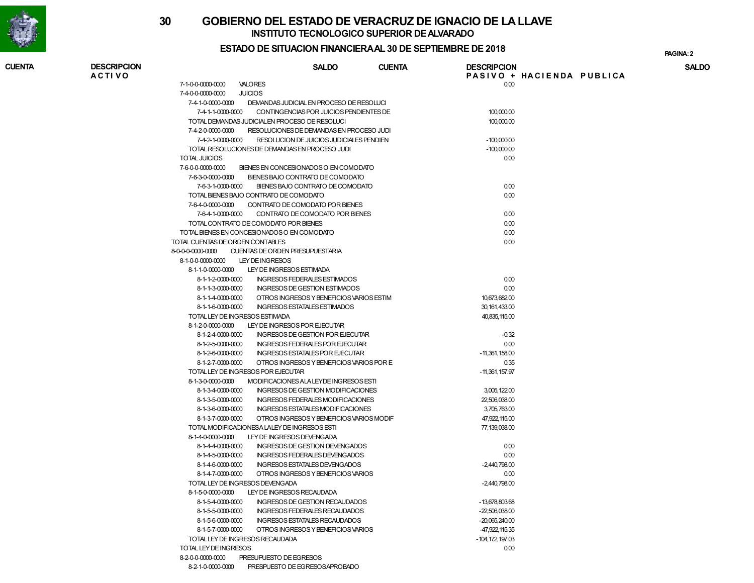# GOBIERNO DEL ESTADO DE VERACRUZ DE IGNACIO DE LA LLAVE

## INSTITUTO TECNOLOGICO SUPERIOR DE ALVARADO

### ESTADO DE SITUACION FINANCIERA AL 30 DE SEPTIEMBRE DE 2018

| CUENTA | DESCRIPCION | SALDO |
|---|---|---|
| 7-1-0-0-0000-0000 | VALORES | 0.00 |
| 7-4-0-0-0000-0000 | JUICIOS | |
| 7-4-1-0-0000-0000 | DEMANDAS JUDICIAL EN PROCESO DE RESOLUCI | |
| 7-4-1-1-0000-0000 | CONTINGENCIAS POR JUICIOS PENDIENTES DE | 100,000.00 |
| | TOTAL DEMANDAS JUDICIAL EN PROCESO DE RESOLUCI | 100,000.00 |
| 7-4-2-0-0000-0000 | RESOLUCIONES DE DEMANDAS EN PROCESO JUDI | |
| 7-4-2-1-0000-0000 | RESOLUCION DE JUICIOS JUDICIALES PENDIEN | -100,000.00 |
| | TOTAL RESOLUCIONES DE DEMANDAS EN PROCESO JUDI | -100,000.00 |
| | TOTAL JUICIOS | 0.00 |
| 7-6-0-0-0000-0000 | BIENES EN CONCESIONADOS O EN COMODATO | |
| 7-6-3-0-0000-0000 | BIENES BAJO CONTRATO DE COMODATO | |
| 7-6-3-1-0000-0000 | BIENES BAJO CONTRATO DE COMODATO | 0.00 |
| | TOTAL BIENES BAJO CONTRATO DE COMODATO | 0.00 |
| 7-6-4-0-0000-0000 | CONTRATO DE COMODATO POR BIENES | |
| 7-6-4-1-0000-0000 | CONTRATO DE COMODATO POR BIENES | 0.00 |
| | TOTAL CONTRATO DE COMODATO POR BIENES | 0.00 |
| | TOTAL BIENES EN CONCESIONADOS O EN COMODATO | 0.00 |
| | TOTAL CUENTAS DE ORDEN CONTABLES | 0.00 |
| 8-0-0-0-0000-0000 | CUENTAS DE ORDEN PRESUPUESTARIA | |
| 8-1-0-0-0000-0000 | LEY DE INGRESOS | |
| 8-1-1-0-0000-0000 | LEY DE INGRESOS ESTIMADA | |
| 8-1-1-2-0000-0000 | INGRESOS FEDERALES ESTIMADOS | 0.00 |
| 8-1-1-3-0000-0000 | INGRESOS DE GESTION ESTIMADOS | 0.00 |
| 8-1-1-4-0000-0000 | OTROS INGRESOS Y BENEFICIOS VARIOS ESTIM | 10,673,682.00 |
| 8-1-1-6-0000-0000 | INGRESOS ESTATALES ESTIMADOS | 30,161,433.00 |
| | TOTAL LEY DE INGRESOS ESTIMADA | 40,835,115.00 |
| 8-1-2-0-0000-0000 | LEY DE INGRESOS POR EJECUTAR | |
| 8-1-2-4-0000-0000 | INGRESOS DE GESTION POR EJECUTAR | -0.32 |
| 8-1-2-5-0000-0000 | INGRESOS FEDERALES POR EJECUTAR | 0.00 |
| 8-1-2-6-0000-0000 | INGRESOS ESTATALES POR EJECUTAR | -11,361,158.00 |
| 8-1-2-7-0000-0000 | OTROS INGRESOS Y BENEFICIOS VARIOS POR E | 0.35 |
| | TOTAL LEY DE INGRESOS POR EJECUTAR | -11,361,157.97 |
| 8-1-3-0-0000-0000 | MODIFICACIONES A LA LEY DE INGRESOS ESTI | |
| 8-1-3-4-0000-0000 | INGRESOS DE GESTION MODIFICACIONES | 3,005,122.00 |
| 8-1-3-5-0000-0000 | INGRESOS FEDERALES MODIFICACIONES | 22,506,038.00 |
| 8-1-3-6-0000-0000 | INGRESOS ESTATALES MODIFICACIONES | 3,705,763.00 |
| 8-1-3-7-0000-0000 | OTROS INGRESOS Y BENEFICIOS VARIOS MODIF | 47,922,115.00 |
| | TOTAL MODIFICACIONES A LA LEY DE INGRESOS ESTI | 77,139,038.00 |
| 8-1-4-0-0000-0000 | LEY DE INGRESOS DEVENGADA | |
| 8-1-4-4-0000-0000 | INGRESOS DE GESTION DEVENGADOS | 0.00 |
| 8-1-4-5-0000-0000 | INGRESOS FEDERALES DEVENGADOS | 0.00 |
| 8-1-4-6-0000-0000 | INGRESOS ESTATALES DEVENGADOS | -2,440,798.00 |
| 8-1-4-7-0000-0000 | OTROS INGRESOS Y BENEFICIOS VARIOS | 0.00 |
| | TOTAL LEY DE INGRESOS DEVENGADA | -2,440,798.00 |
| 8-1-5-0-0000-0000 | LEY DE INGRESOS RECAUDADA | |
| 8-1-5-4-0000-0000 | INGRESOS DE GESTION RECAUDADOS | -13,678,803.68 |
| 8-1-5-5-0000-0000 | INGRESOS FEDERALES RECAUDADOS | -22,506,038.00 |
| 8-1-5-6-0000-0000 | INGRESOS ESTATALES RECAUDADOS | -20,065,240.00 |
| 8-1-5-7-0000-0000 | OTROS INGRESOS Y BENEFICIOS VARIOS | -47,922,115.35 |
| | TOTAL LEY DE INGRESOS RECAUDADA | -104,172,197.03 |
| | TOTAL LEY DE INGRESOS | 0.00 |
| 8-2-0-0-0000-0000 | PRESUPUESTO DE EGRESOS | |
| 8-2-1-0-0000-0000 | PRESPUESTO DE EGRESOS APROBADO | |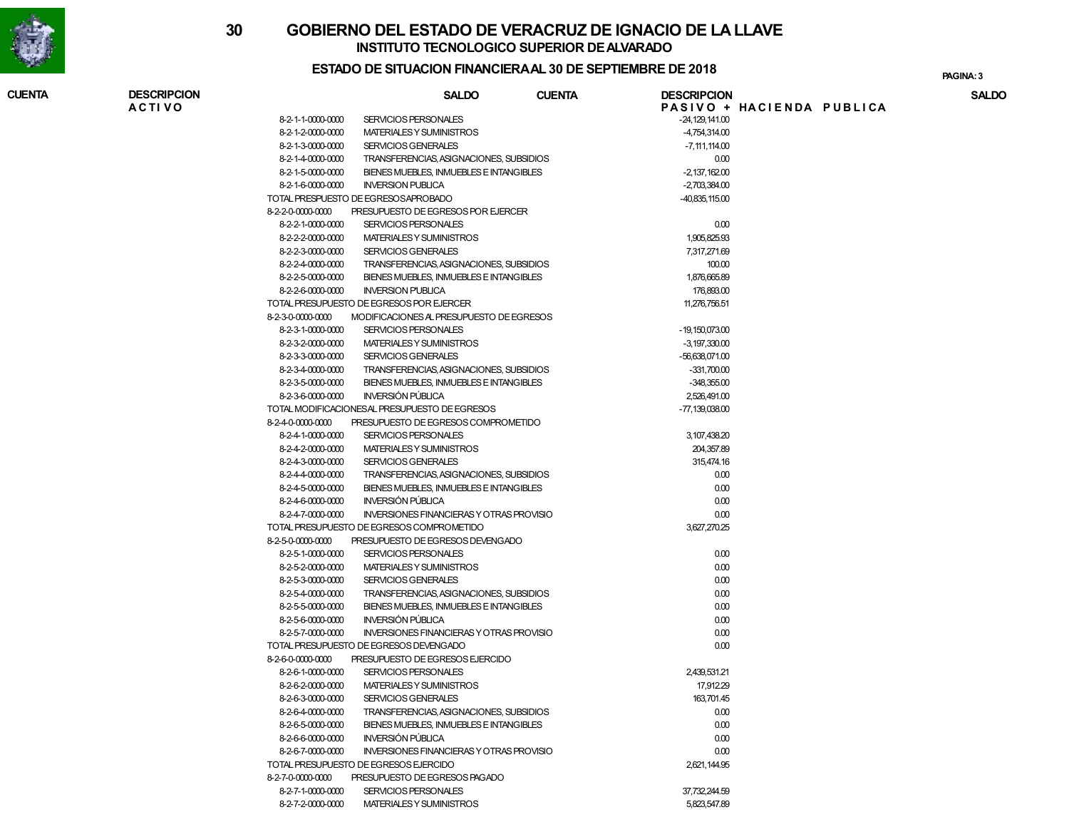# GOBIERNO DEL ESTADO DE VERACRUZ DE IGNACIO DE LA LLAVE

## INSTITUTO TECNOLOGICO SUPERIOR DE ALVARADO

### ESTADO DE SITUACION FINANCIERA AL 30 DE SEPTIEMBRE DE 2018

| CUENTA | DESCRIPCION ACTIVO | SALDO | CUENTA | DESCRIPCION PASIVO + HACIENDA PUBLICA | SALDO |
|---|---|---|---|---|---|
| | | | 8-2-1-1-0000-0000 | SERVICIOS PERSONALES | -24,129,141.00 |
| | | | 8-2-1-2-0000-0000 | MATERIALES Y SUMINISTROS | -4,754,314.00 |
| | | | 8-2-1-3-0000-0000 | SERVICIOS GENERALES | -7,111,114.00 |
| | | | 8-2-1-4-0000-0000 | TRANSFERENCIAS, ASIGNACIONES, SUBSIDIOS | 0.00 |
| | | | 8-2-1-5-0000-0000 | BIENES MUEBLES, INMUEBLES E INTANGIBLES | -2,137,162.00 |
| | | | 8-2-1-6-0000-0000 | INVERSION PUBLICA | -2,703,384.00 |
| | | | TOTAL PRESPUESTO DE EGRESOS APROBADO | | -40,835,115.00 |
| | | | 8-2-2-0-0000-0000 | PRESUPUESTO DE EGRESOS POR EJERCER | |
| | | | 8-2-2-1-0000-0000 | SERVICIOS PERSONALES | 0.00 |
| | | | 8-2-2-2-0000-0000 | MATERIALES Y SUMINISTROS | 1,905,825.93 |
| | | | 8-2-2-3-0000-0000 | SERVICIOS GENERALES | 7,317,271.69 |
| | | | 8-2-2-4-0000-0000 | TRANSFERENCIAS, ASIGNACIONES, SUBSIDIOS | 100.00 |
| | | | 8-2-2-5-0000-0000 | BIENES MUEBLES, INMUEBLES E INTANGIBLES | 1,876,665.89 |
| | | | 8-2-2-6-0000-0000 | INVERSION PUBLICA | 176,893.00 |
| | | | TOTAL PRESUPUESTO DE EGRESOS POR EJERCER | | 11,276,756.51 |
| | | | 8-2-3-0-0000-0000 | MODIFICACIONES AL PRESUPUESTO DE EGRESOS | |
| | | | 8-2-3-1-0000-0000 | SERVICIOS PERSONALES | -19,150,073.00 |
| | | | 8-2-3-2-0000-0000 | MATERIALES Y SUMINISTROS | -3,197,330.00 |
| | | | 8-2-3-3-0000-0000 | SERVICIOS GENERALES | -56,638,071.00 |
| | | | 8-2-3-4-0000-0000 | TRANSFERENCIAS, ASIGNACIONES, SUBSIDIOS | -331,700.00 |
| | | | 8-2-3-5-0000-0000 | BIENES MUEBLES, INMUEBLES E INTANGIBLES | -348,355.00 |
| | | | 8-2-3-6-0000-0000 | INVERSIÓN PÚBLICA | 2,526,491.00 |
| | | | TOTAL MODIFICACIONES AL PRESUPUESTO DE EGRESOS | | -77,139,038.00 |
| | | | 8-2-4-0-0000-0000 | PRESUPUESTO DE EGRESOS COMPROMETIDO | |
| | | | 8-2-4-1-0000-0000 | SERVICIOS PERSONALES | 3,107,438.20 |
| | | | 8-2-4-2-0000-0000 | MATERIALES Y SUMINISTROS | 204,357.89 |
| | | | 8-2-4-3-0000-0000 | SERVICIOS GENERALES | 315,474.16 |
| | | | 8-2-4-4-0000-0000 | TRANSFERENCIAS, ASIGNACIONES, SUBSIDIOS | 0.00 |
| | | | 8-2-4-5-0000-0000 | BIENES MUEBLES, INMUEBLES E INTANGIBLES | 0.00 |
| | | | 8-2-4-6-0000-0000 | INVERSIÓN PÚBLICA | 0.00 |
| | | | 8-2-4-7-0000-0000 | INVERSIONES FINANCIERAS Y OTRAS PROVISIO | 0.00 |
| | | | TOTAL PRESUPUESTO DE EGRESOS COMPROMETIDO | | 3,627,270.25 |
| | | | 8-2-5-0-0000-0000 | PRESUPUESTO DE EGRESOS DEVENGADO | |
| | | | 8-2-5-1-0000-0000 | SERVICIOS PERSONALES | 0.00 |
| | | | 8-2-5-2-0000-0000 | MATERIALES Y SUMINISTROS | 0.00 |
| | | | 8-2-5-3-0000-0000 | SERVICIOS GENERALES | 0.00 |
| | | | 8-2-5-4-0000-0000 | TRANSFERENCIAS, ASIGNACIONES, SUBSIDIOS | 0.00 |
| | | | 8-2-5-5-0000-0000 | BIENES MUEBLES, INMUEBLES E INTANGIBLES | 0.00 |
| | | | 8-2-5-6-0000-0000 | INVERSIÓN PÚBLICA | 0.00 |
| | | | 8-2-5-7-0000-0000 | INVERSIONES FINANCIERAS Y OTRAS PROVISIO | 0.00 |
| | | | TOTAL PRESUPUESTO DE EGRESOS DEVENGADO | | 0.00 |
| | | | 8-2-6-0-0000-0000 | PRESUPUESTO DE EGRESOS EJERCIDO | |
| | | | 8-2-6-1-0000-0000 | SERVICIOS PERSONALES | 2,439,531.21 |
| | | | 8-2-6-2-0000-0000 | MATERIALES Y SUMINISTROS | 17,912.29 |
| | | | 8-2-6-3-0000-0000 | SERVICIOS GENERALES | 163,701.45 |
| | | | 8-2-6-4-0000-0000 | TRANSFERENCIAS, ASIGNACIONES, SUBSIDIOS | 0.00 |
| | | | 8-2-6-5-0000-0000 | BIENES MUEBLES, INMUEBLES E INTANGIBLES | 0.00 |
| | | | 8-2-6-6-0000-0000 | INVERSIÓN PÚBLICA | 0.00 |
| | | | 8-2-6-7-0000-0000 | INVERSIONES FINANCIERAS Y OTRAS PROVISIO | 0.00 |
| | | | TOTAL PRESUPUESTO DE EGRESOS EJERCIDO | | 2,621,144.95 |
| | | | 8-2-7-0-0000-0000 | PRESUPUESTO DE EGRESOS PAGADO | |
| | | | 8-2-7-1-0000-0000 | SERVICIOS PERSONALES | 37,732,244.59 |
| | | | 8-2-7-2-0000-0000 | MATERIALES Y SUMINISTROS | 5,823,547.89 |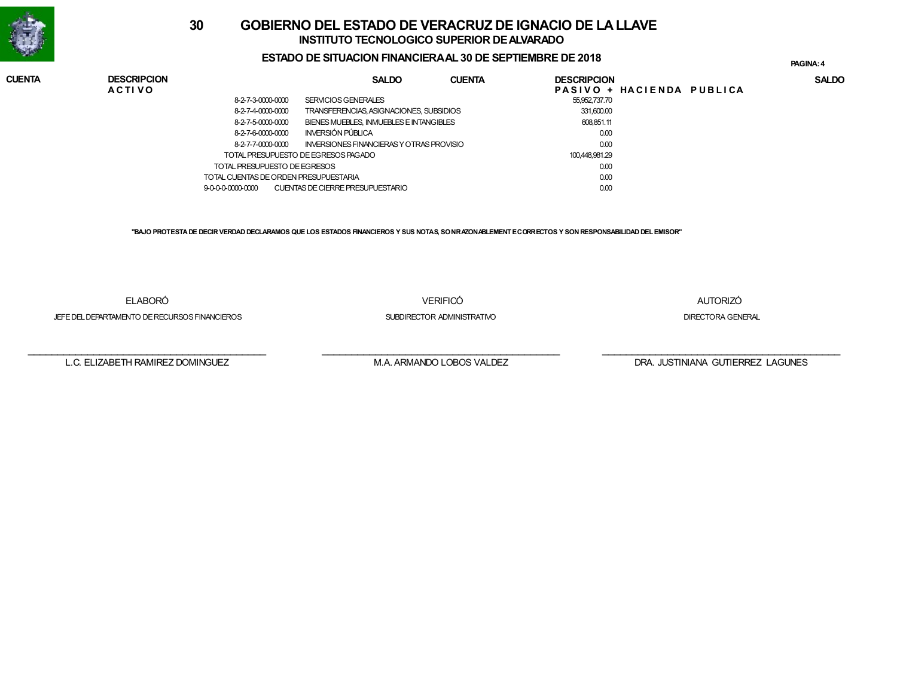# 30 GOBIERNO DEL ESTADO DE VERACRUZ DE IGNACIO DE LA LLAVE

## INSTITUTO TECNOLOGICO SUPERIOR DE ALVARADO

### ESTADO DE SITUACION FINANCIERA AL 30 DE SEPTIEMBRE DE 2018

| CUENTA | DESCRIPCION ACTIVO | SALDO |
|---|---|---|
| 8-2-7-3-0000-0000 | SERVICIOS GENERALES | 55,952,737.70 |
| 8-2-7-4-0000-0000 | TRANSFERENCIAS, ASIGNACIONES, SUBSIDIOS | 331,600.00 |
| 8-2-7-5-0000-0000 | BIENES MUEBLES, INMUEBLES E INTANGIBLES | 608,851.11 |
| 8-2-7-6-0000-0000 | INVERSIÓN PÚBLICA | 0.00 |
| 8-2-7-7-0000-0000 | INVERSIONES FINANCIERAS Y OTRAS PROVISIO | 0.00 |
| | TOTAL PRESUPUESTO DE EGRESOS PAGADO | 100,448,981.29 |
| | TOTAL PRESUPUESTO DE EGRESOS | 0.00 |
| | TOTAL CUENTAS DE ORDEN PRESUPUESTARIA | 0.00 |
| 9-0-0-0-0000-0000 | CUENTAS DE CIERRE PRESUPUESTARIO | 0.00 |

| CUENTA | DESCRIPCION PASIVO + HACIENDA PUBLICA | SALDO |
|---|---|---|

**"BAJO PROTESTA DE DECIR VERDAD DECLARAMOS QUE LOS ESTADOS FINANCIEROS Y SUS NOTAS, SON RAZONABLEMENTE CORRECTOS Y SON RESPONSABILIDAD DEL EMISOR"**

| ELABORÓ | VERIFICÓ | AUTORIZÓ |
|---|---|---|
| JEFE DEL DEPARTAMENTO DE RECURSOS FINANCIEROS | SUBDIRECTOR ADMINISTRATIVO | DIRECTORA GENERAL |
| L.C. ELIZABETH RAMIREZ DOMINGUEZ | M.A. ARMANDO LOBOS VALDEZ | DRA. JUSTINIANA GUTIERREZ LAGUNES |